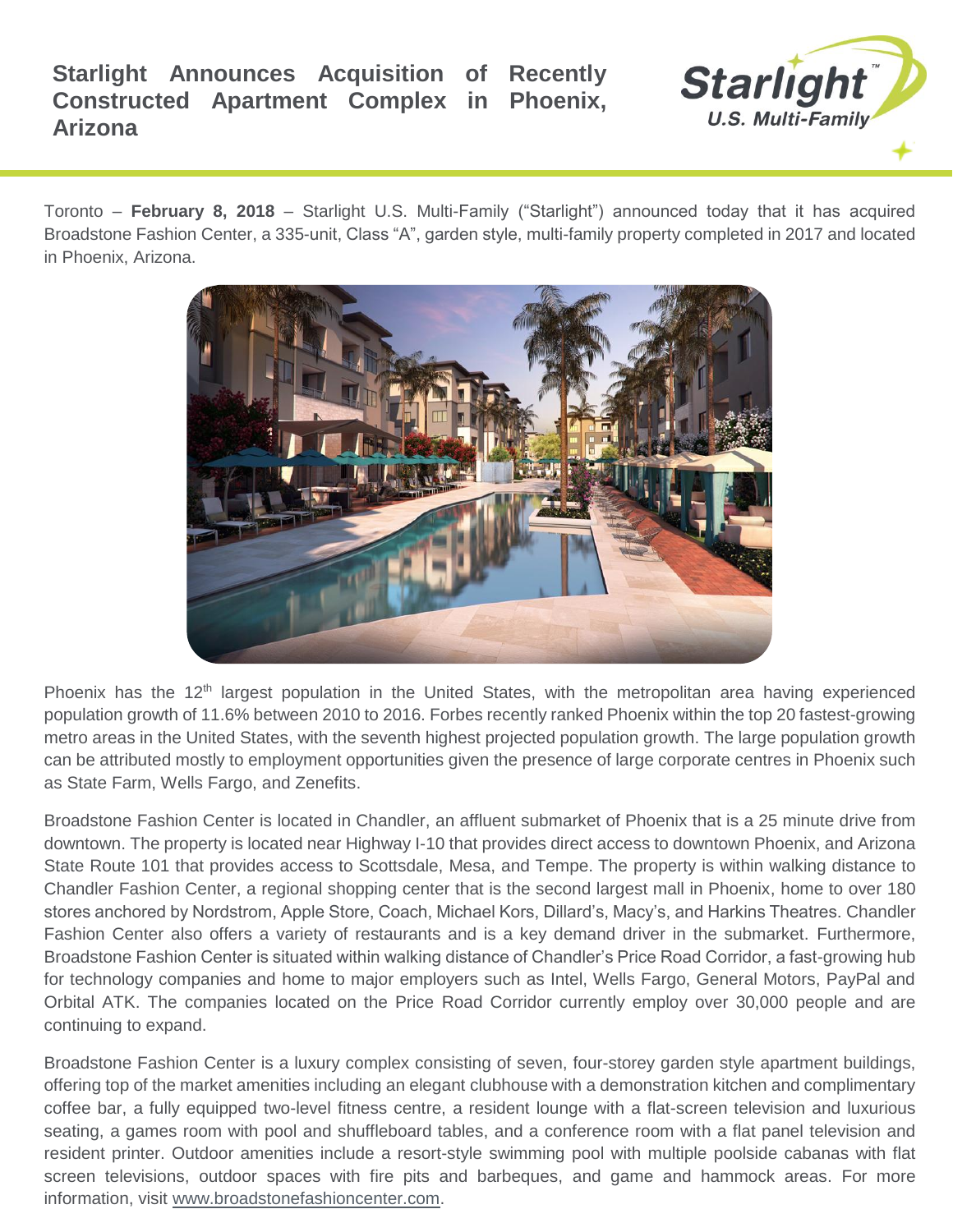# Starlight Announces Acquisition of Recently Constructed Apartment Complex in Phoenix, Arizona

Toronto – **February 8, 2018** – Starlight U.S. Multi-Family ("Starlight") announced today that it has acquired Broadstone Fashion Center, a 335-unit, Class "A", garden style, multi-family property completed in 2017 and located in Phoenix, Arizona.

Phoenix has the 12th largest population in the United States, with the metropolitan area having experienced population growth of 11.6% between 2010 to 2016. Forbes recently ranked Phoenix within the top 20 fastest-growing metro areas in the United States, with the seventh highest projected population growth. The large population growth can be attributed mostly to employment opportunities given the presence of large corporate centres in Phoenix such as State Farm, Wells Fargo, and Zenefits.

Broadstone Fashion Center is located in Chandler, an affluent submarket of Phoenix that is a 25 minute drive from downtown. The property is located near Highway I-10 that provides direct access to downtown Phoenix, and Arizona State Route 101 that provides access to Scottsdale, Mesa, and Tempe. The property is within walking distance to Chandler Fashion Center, a regional shopping center that is the second largest mall in Phoenix, home to over 180 stores anchored by Nordstrom, Apple Store, Coach, Michael Kors, Dillard's, Macy's, and Harkins Theatres. Chandler Fashion Center also offers a variety of restaurants and is a key demand driver in the submarket. Furthermore, Broadstone Fashion Center is situated within walking distance of Chandler's Price Road Corridor, a fast-growing hub for technology companies and home to major employers such as Intel, Wells Fargo, General Motors, PayPal and Orbital ATK. The companies located on the Price Road Corridor currently employ over 30,000 people and are continuing to expand.

Broadstone Fashion Center is a luxury complex consisting of seven, four-storey garden style apartment buildings, offering top of the market amenities including an elegant clubhouse with a demonstration kitchen and complimentary coffee bar, a fully equipped two-level fitness centre, a resident lounge with a flat-screen television and luxurious seating, a games room with pool and shuffleboard tables, and a conference room with a flat panel television and resident printer. Outdoor amenities include a resort-style swimming pool with multiple poolside cabanas with flat screen televisions, outdoor spaces with fire pits and barbeques, and game and hammock areas. For more information, visit www.broadstonefashioncenter.com.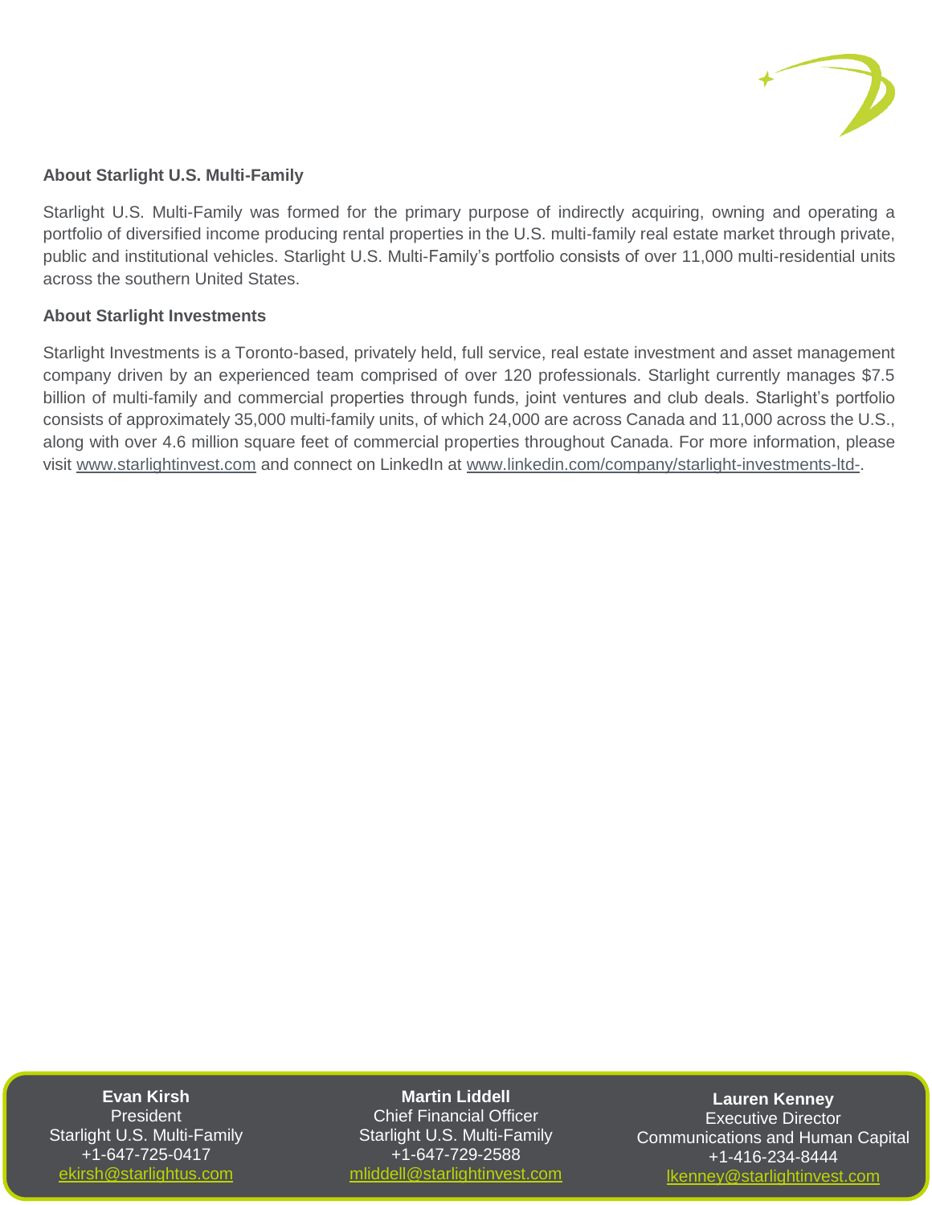**About Starlight U.S. Multi-Family**

Starlight U.S. Multi-Family was formed for the primary purpose of indirectly acquiring, owning and operating a portfolio of diversified income producing rental properties in the U.S. multi-family real estate market through private, public and institutional vehicles. Starlight U.S. Multi-Family's portfolio consists of over 11,000 multi-residential units across the southern United States.

**About Starlight Investments**

Starlight Investments is a Toronto-based, privately held, full service, real estate investment and asset management company driven by an experienced team comprised of over 120 professionals. Starlight currently manages $7.5 billion of multi-family and commercial properties through funds, joint ventures and club deals. Starlight's portfolio consists of approximately 35,000 multi-family units, of which 24,000 are across Canada and 11,000 across the U.S., along with over 4.6 million square feet of commercial properties throughout Canada. For more information, please visit www.starlightinvest.com and connect on LinkedIn at www.linkedin.com/company/starlight-investments-ltd-.

**Evan Kirsh**
President
Starlight U.S. Multi-Family
+1-647-725-0417
ekirsh@starlightus.com

**Martin Liddell**
Chief Financial Officer
Starlight U.S. Multi-Family
+1-647-729-2588
mliddell@starlightinvest.com

**Lauren Kenney**
Executive Director
Communications and Human Capital
+1-416-234-8444
lkenney@starlightinvest.com